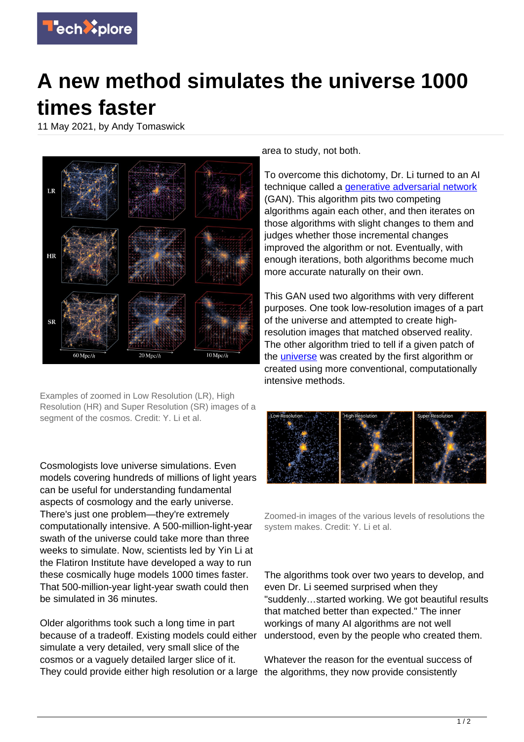# A new method simulates the universe 1000 times faster

11 May 2021, by Andy Tomaswick

Examples of zoomed in Low Resolution (LR), High Resolution (HR) and Super Resolution (SR) images of a segment of the cosmos. Credit: Y. Li et al.

Cosmologists love universe simulations. Even models covering hundreds of millions of light years can be useful for understanding fundamental aspects of cosmology and the early universe. There's just one problem—they're extremely computationally intensive. A 500-million-light-year swath of the universe could take more than three weeks to simulate. Now, scientists led by Yin Li at the Flatiron Institute have developed a way to run these cosmically huge models 1000 times faster. That 500-million-year light-year swath could then be simulated in 36 minutes.

Older algorithms took such a long time in part because of a tradeoff. Existing models could either simulate a very detailed, very small slice of the cosmos or a vaguely detailed larger slice of it. They could provide either high resolution or a large area to study, not both.

To overcome this dichotomy, Dr. Li turned to an AI technique called a generative adversarial network (GAN). This algorithm pits two competing algorithms again each other, and then iterates on those algorithms with slight changes to them and judges whether those incremental changes improved the algorithm or not. Eventually, with enough iterations, both algorithms become much more accurate naturally on their own.

This GAN used two algorithms with very different purposes. One took low-resolution images of a part of the universe and attempted to create high-resolution images that matched observed reality. The other algorithm tried to tell if a given patch of the universe was created by the first algorithm or created using more conventional, computationally intensive methods.

Zoomed-in images of the various levels of resolutions the system makes. Credit: Y. Li et al.

The algorithms took over two years to develop, and even Dr. Li seemed surprised when they "suddenly…started working. We got beautiful results that matched better than expected." The inner workings of many AI algorithms are not well understood, even by the people who created them.

Whatever the reason for the eventual success of the algorithms, they now provide consistently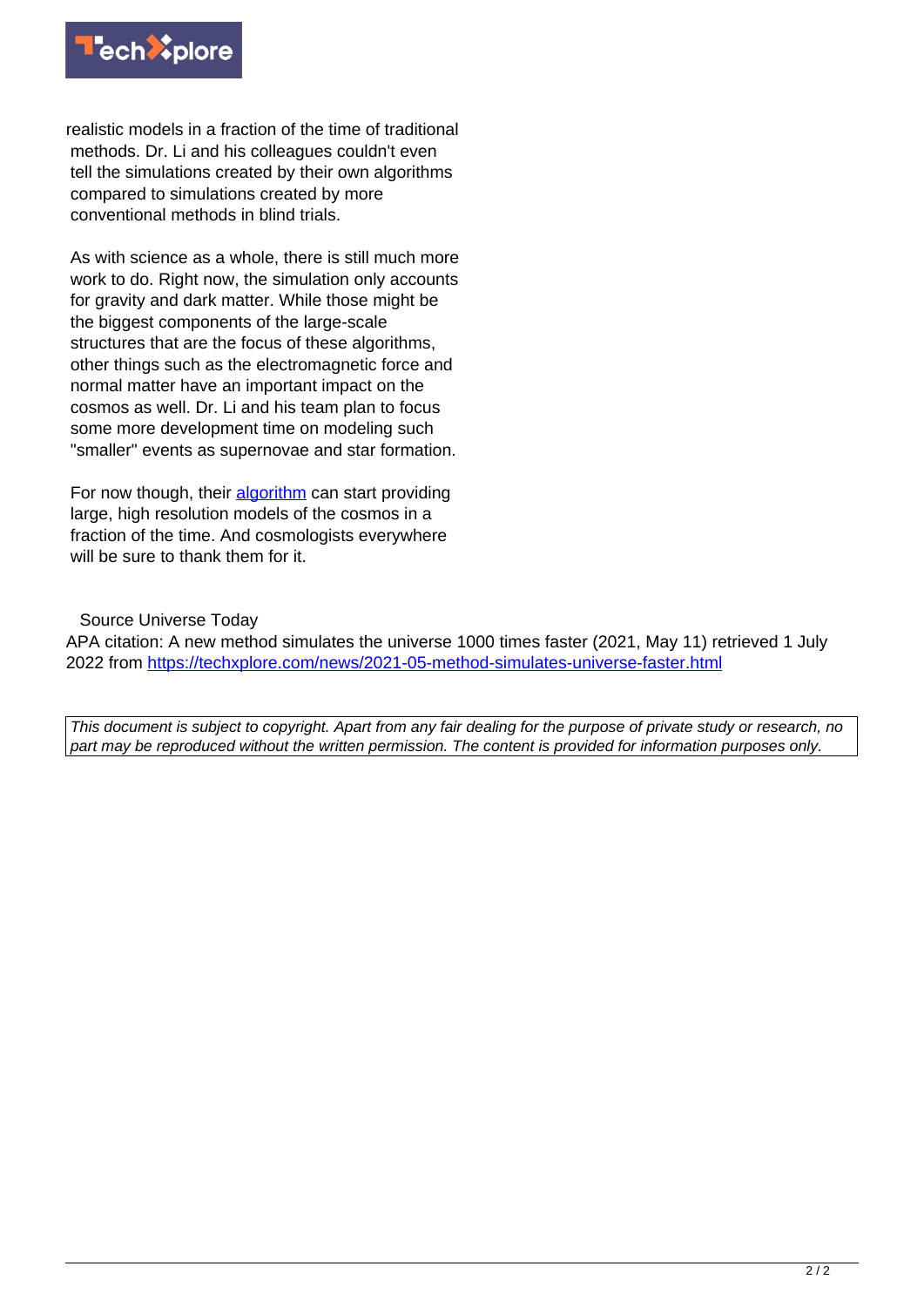realistic models in a fraction of the time of traditional methods. Dr. Li and his colleagues couldn't even tell the simulations created by their own algorithms compared to simulations created by more conventional methods in blind trials.

As with science as a whole, there is still much more work to do. Right now, the simulation only accounts for gravity and dark matter. While those might be the biggest components of the large-scale structures that are the focus of these algorithms, other things such as the electromagnetic force and normal matter have an important impact on the cosmos as well. Dr. Li and his team plan to focus some more development time on modeling such "smaller" events as supernovae and star formation.

For now though, their algorithm can start providing large, high resolution models of the cosmos in a fraction of the time. And cosmologists everywhere will be sure to thank them for it.

Source Universe Today

APA citation: A new method simulates the universe 1000 times faster (2021, May 11) retrieved 1 July 2022 from https://techxplore.com/news/2021-05-method-simulates-universe-faster.html

*This document is subject to copyright. Apart from any fair dealing for the purpose of private study or research, no part may be reproduced without the written permission. The content is provided for information purposes only.*